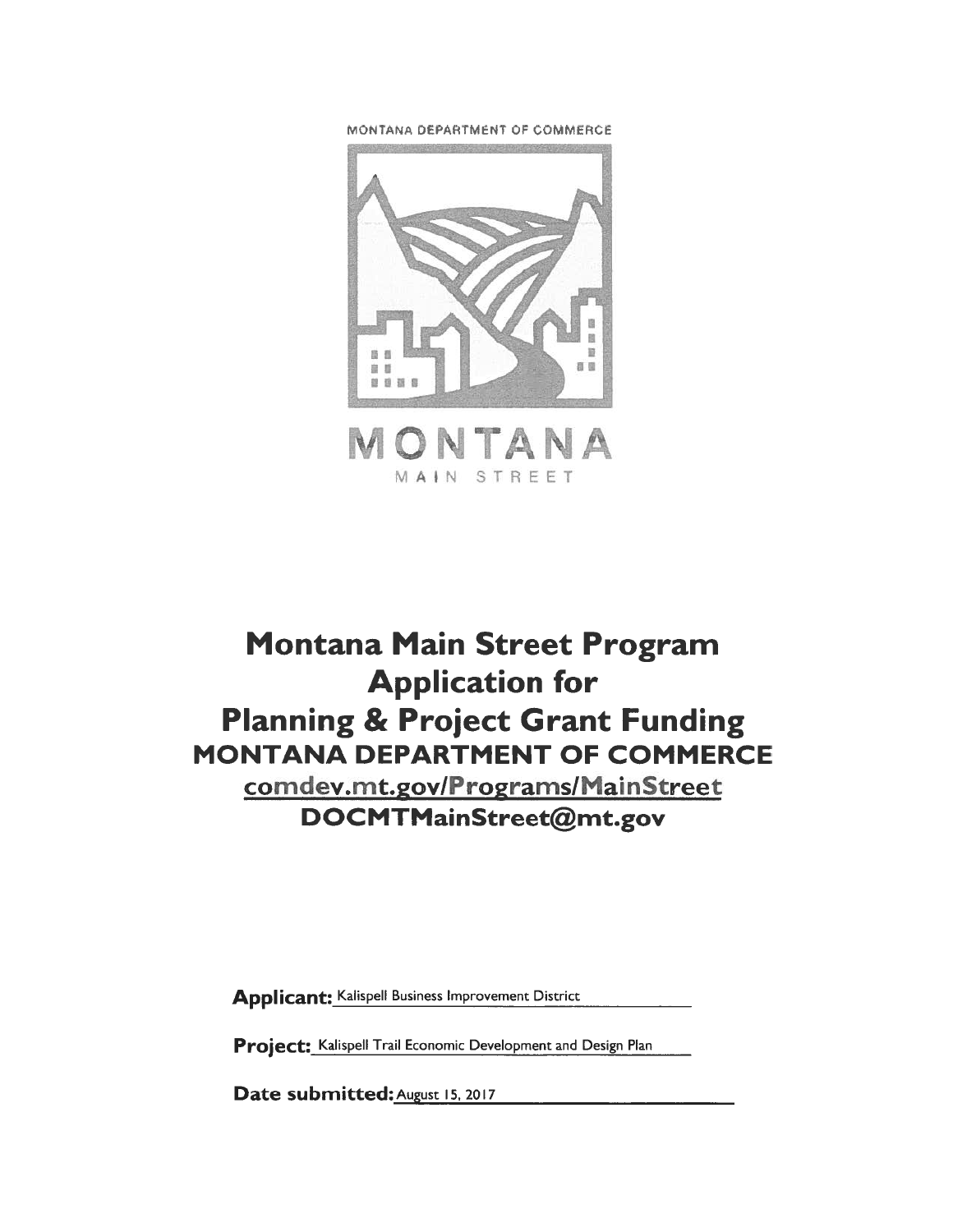MONTANA DEPARTMENT OF COMMERCE

MONTANA

MAIN STREET

# Montana Main Street Program Application for Planning & Project Grant Funding

## MONTANA DEPARTMENT OF COMMERCE

comdev.mt.gov/Programs/MainStreet

DOCMTMainStreet@mt.gov

**Applicant:** Kalispell Business Improvement District

**Project:** Kalispell Trail Economic Development and Design Plan

**Date submitted:** August 15, 2017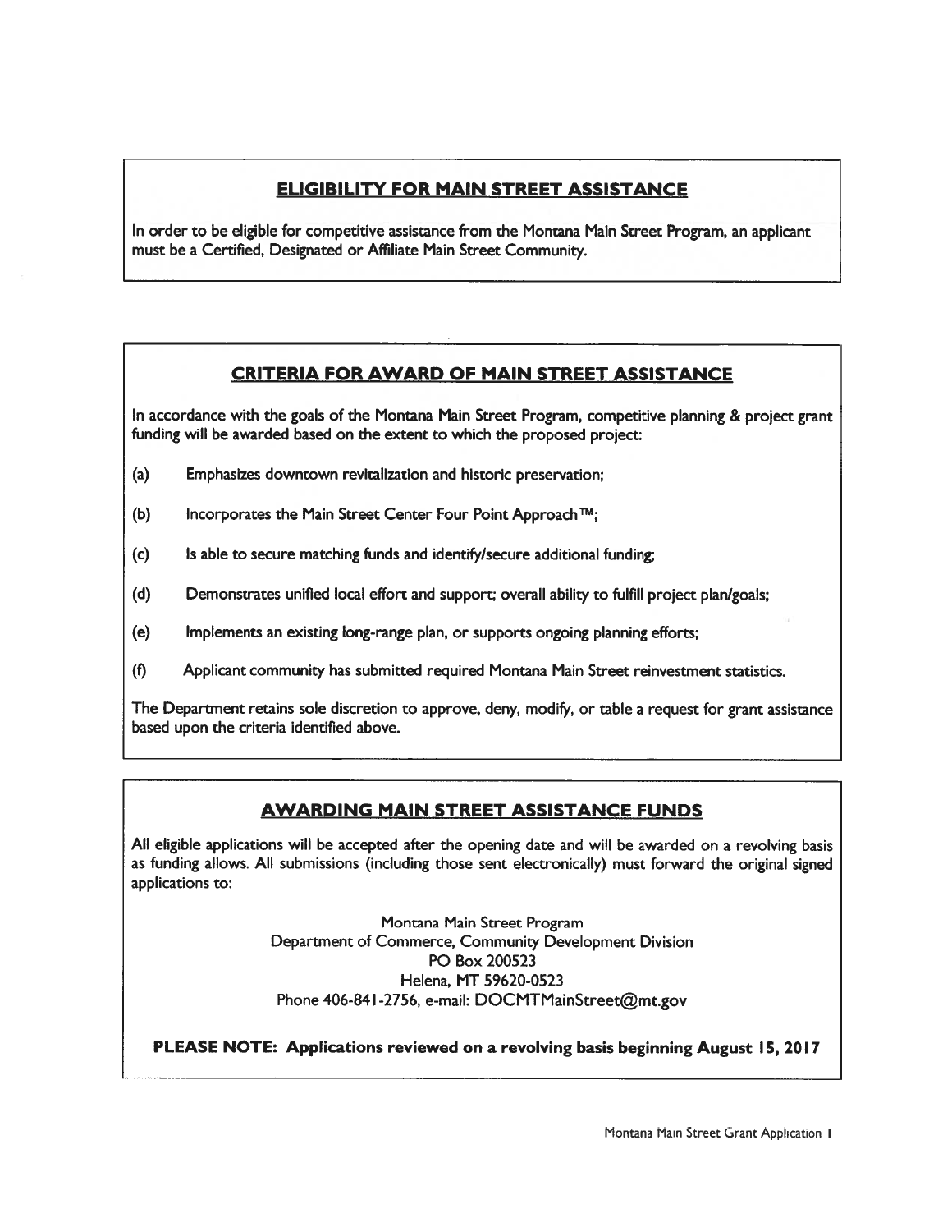## ELIGIBILITY FOR MAIN STREET ASSISTANCE

In order to be eligible for competitive assistance from the Montana Main Street Program, an applicant must be a Certified, Designated or Affiliate Main Street Community.

## CRITERIA FOR AWARD OF MAIN STREET ASSISTANCE

In accordance with the goals of the Montana Main Street Program, competitive planning & project grant funding will be awarded based on the extent to which the proposed project:

(a) Emphasizes downtown revitalization and historic preservation;

(b) Incorporates the Main Street Center Four Point Approach™;

(c) Is able to secure matching funds and identify/secure additional funding;

(d) Demonstrates unified local effort and support; overall ability to fulfill project plan/goals;

(e) Implements an existing long-range plan, or supports ongoing planning efforts;

(f) Applicant community has submitted required Montana Main Street reinvestment statistics.

The Department retains sole discretion to approve, deny, modify, or table a request for grant assistance based upon the criteria identified above.

## AWARDING MAIN STREET ASSISTANCE FUNDS

All eligible applications will be accepted after the opening date and will be awarded on a revolving basis as funding allows. All submissions (including those sent electronically) must forward the original signed applications to:

Montana Main Street Program  
Department of Commerce, Community Development Division  
PO Box 200523  
Helena, MT 59620-0523  
Phone 406-841-2756, e-mail: DOCMTMainStreet@mt.gov

**PLEASE NOTE: Applications reviewed on a revolving basis beginning August 15, 2017**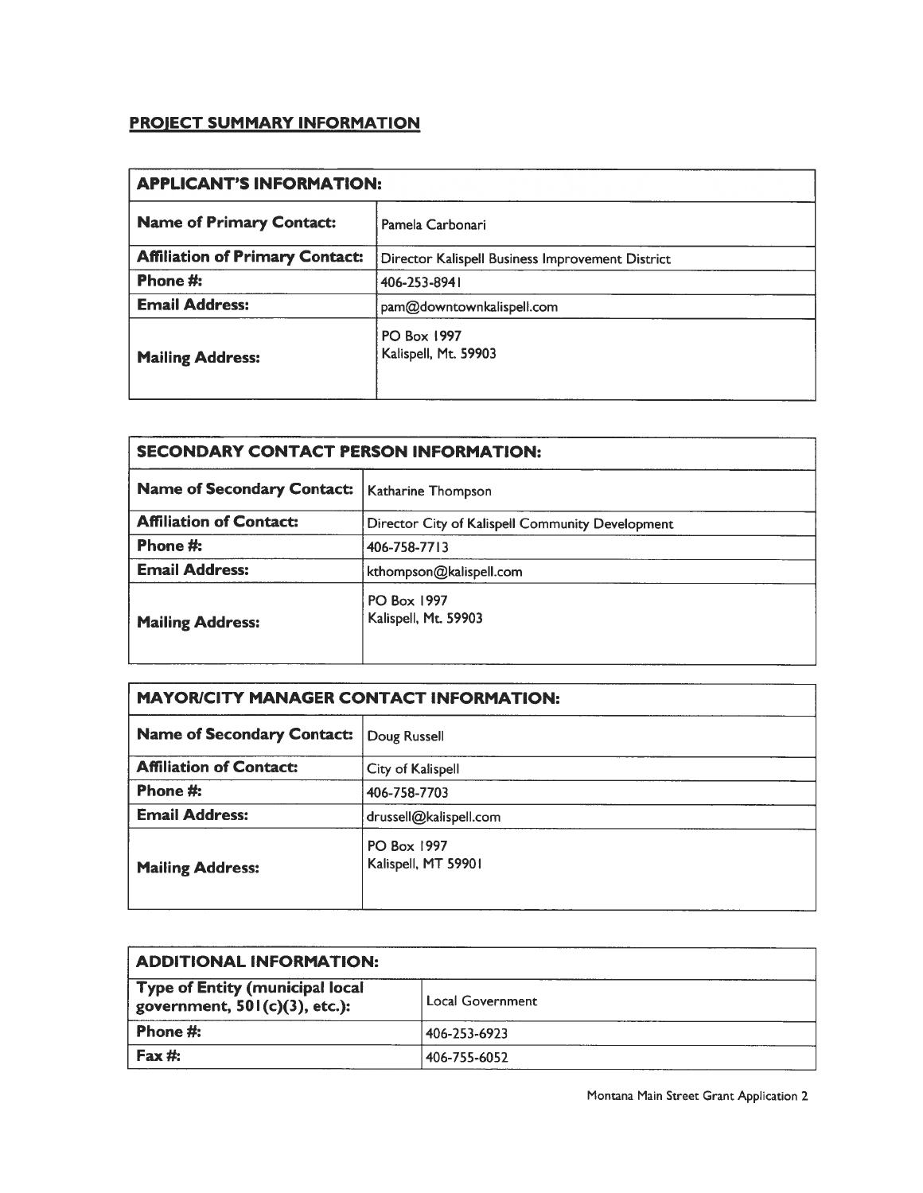## PROJECT SUMMARY INFORMATION

| APPLICANT'S INFORMATION: | |
|---|---|
| **Name of Primary Contact:** | Pamela Carbonari |
| **Affiliation of Primary Contact:** | Director Kalispell Business Improvement District |
| **Phone #:** | 406-253-8941 |
| **Email Address:** | pam@downtownkalispell.com |
| **Mailing Address:** | PO Box 1997<br>Kalispell, Mt. 59903 |

| SECONDARY CONTACT PERSON INFORMATION: | |
|---|---|
| **Name of Secondary Contact:** | Katharine Thompson |
| **Affiliation of Contact:** | Director City of Kalispell Community Development |
| **Phone #:** | 406-758-7713 |
| **Email Address:** | kthompson@kalispell.com |
| **Mailing Address:** | PO Box 1997<br>Kalispell, Mt. 59903 |

| MAYOR/CITY MANAGER CONTACT INFORMATION: | |
|---|---|
| **Name of Secondary Contact:** | Doug Russell |
| **Affiliation of Contact:** | City of Kalispell |
| **Phone #:** | 406-758-7703 |
| **Email Address:** | drussell@kalispell.com |
| **Mailing Address:** | PO Box 1997<br>Kalispell, MT 59901 |

| ADDITIONAL INFORMATION: | |
|---|---|
| **Type of Entity (municipal local government, 501(c)(3), etc.):** | Local Government |
| **Phone #:** | 406-253-6923 |
| **Fax #:** | 406-755-6052 |

Montana Main Street Grant Application 2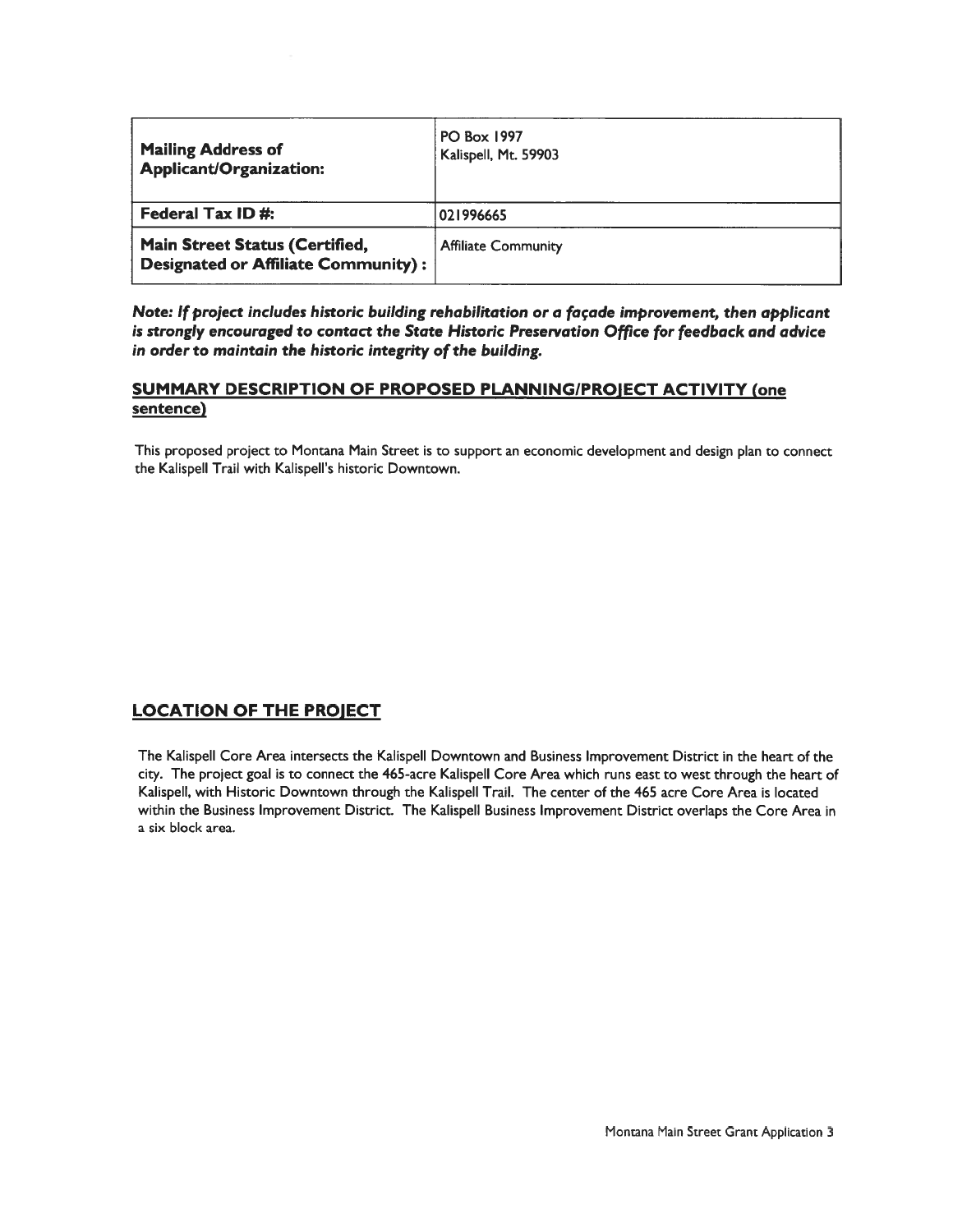| | |
|---|---|
| **Mailing Address of Applicant/Organization:** | PO Box 1997<br>Kalispell, Mt. 59903 |
| **Federal Tax ID #:** | 021996665 |
| **Main Street Status (Certified, Designated or Affiliate Community) :** | Affiliate Community |

***Note: If project includes historic building rehabilitation or a façade improvement, then applicant is strongly encouraged to contact the State Historic Preservation Office for feedback and advice in order to maintain the historic integrity of the building.***

## SUMMARY DESCRIPTION OF PROPOSED PLANNING/PROJECT ACTIVITY (one sentence)

This proposed project to Montana Main Street is to support an economic development and design plan to connect the Kalispell Trail with Kalispell's historic Downtown.

## LOCATION OF THE PROJECT

The Kalispell Core Area intersects the Kalispell Downtown and Business Improvement District in the heart of the city. The project goal is to connect the 465-acre Kalispell Core Area which runs east to west through the heart of Kalispell, with Historic Downtown through the Kalispell Trail. The center of the 465 acre Core Area is located within the Business Improvement District. The Kalispell Business Improvement District overlaps the Core Area in a six block area.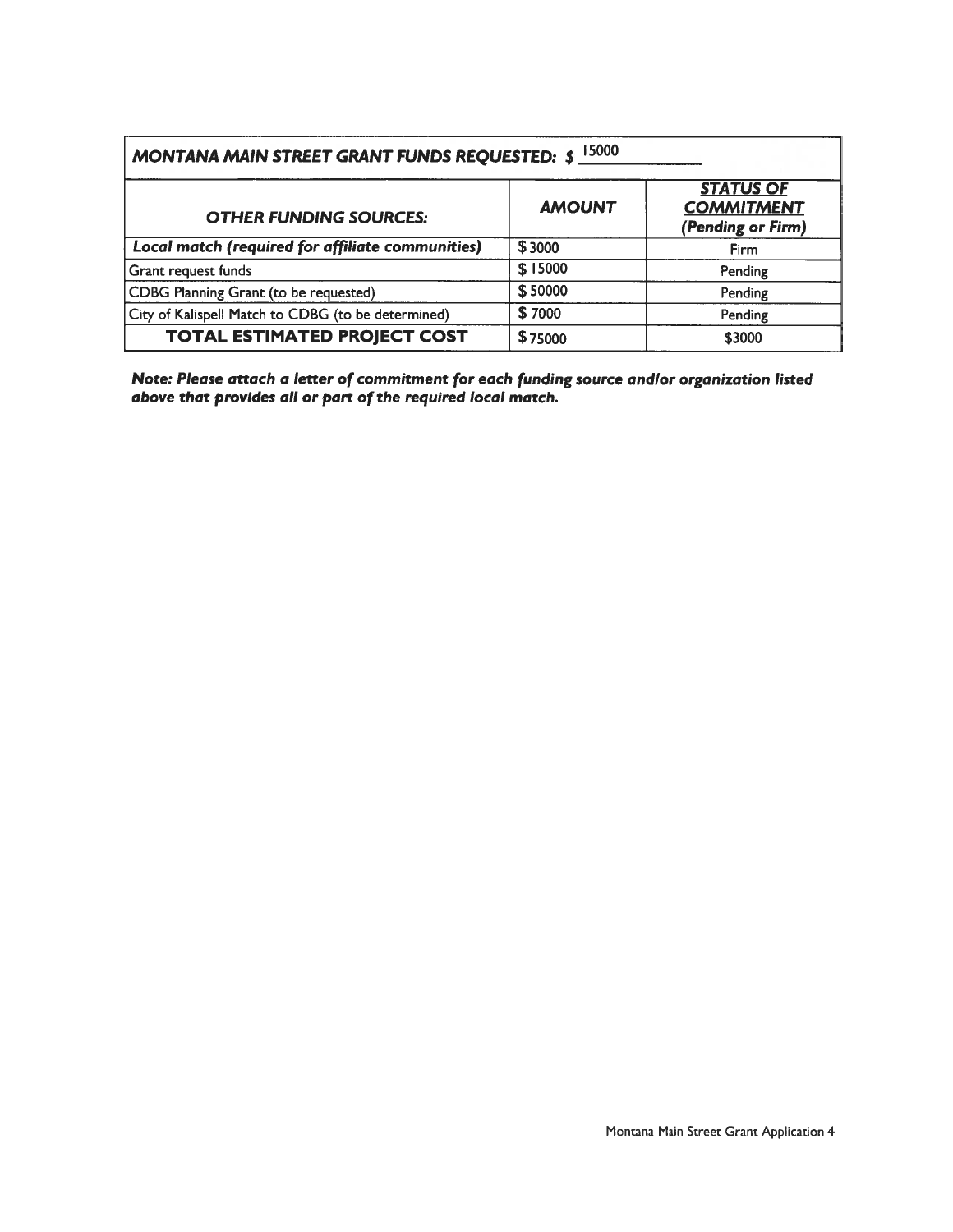| ***MONTANA MAIN STREET GRANT FUNDS REQUESTED: $*** 15000 | | |
|---|---|---|
| ***OTHER FUNDING SOURCES:*** | ***AMOUNT*** | ***STATUS OF COMMITMENT (Pending or Firm)*** |
| ***Local match (required for affiliate communities)*** | $ 3000 | Firm |
| Grant request funds | $ 15000 | Pending |
| CDBG Planning Grant (to be requested) | $ 50000 | Pending |
| City of Kalispell Match to CDBG (to be determined) | $ 7000 | Pending |
| **TOTAL ESTIMATED PROJECT COST** | $ 75000 | $3000 |

***Note: Please attach a letter of commitment for each funding source and/or organization listed above that provides all or part of the required local match.***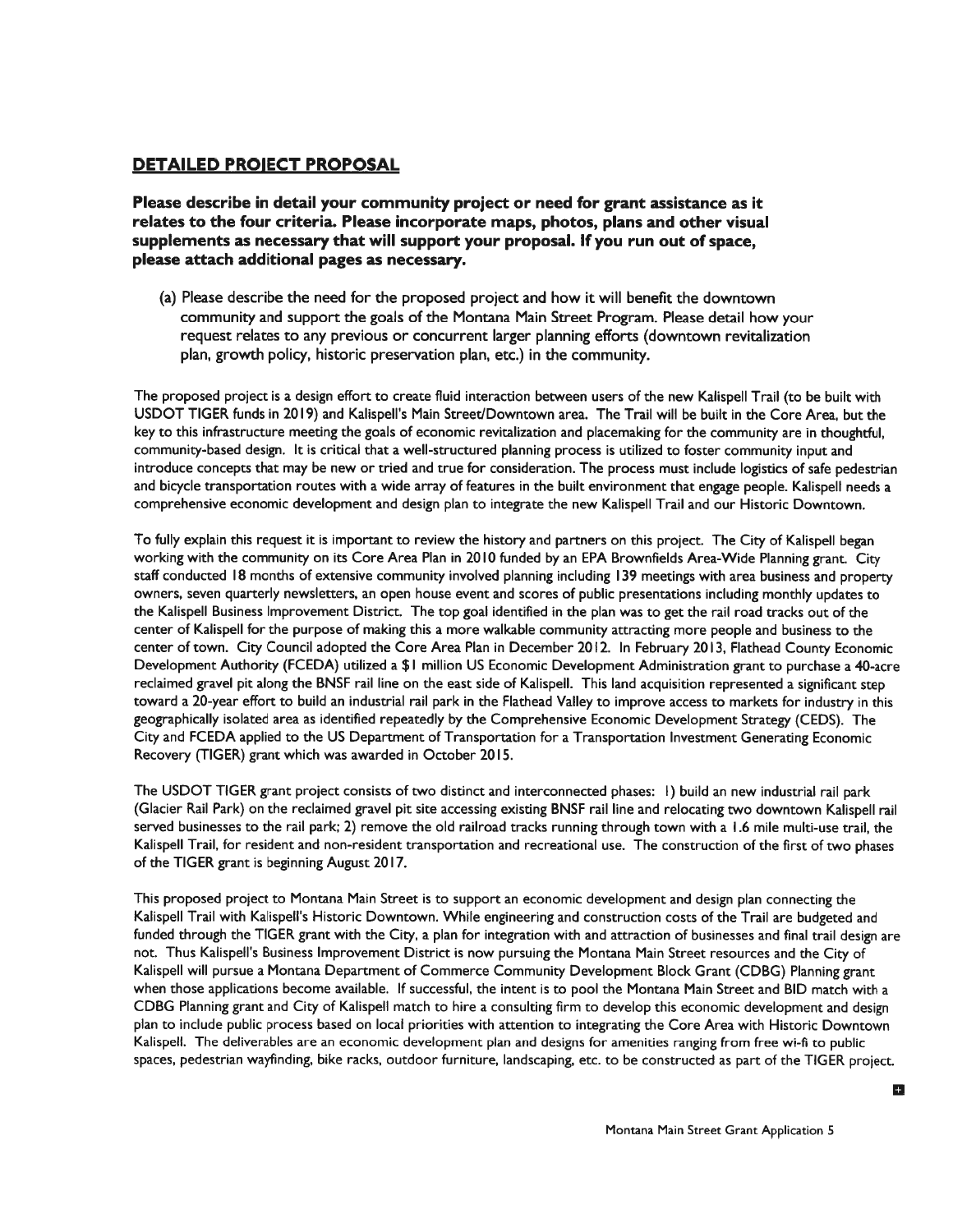## DETAILED PROJECT PROPOSAL

**Please describe in detail your community project or need for grant assistance as it relates to the four criteria. Please incorporate maps, photos, plans and other visual supplements as necessary that will support your proposal. If you run out of space, please attach additional pages as necessary.**

(a) Please describe the need for the proposed project and how it will benefit the downtown community and support the goals of the Montana Main Street Program. Please detail how your request relates to any previous or concurrent larger planning efforts (downtown revitalization plan, growth policy, historic preservation plan, etc.) in the community.

The proposed project is a design effort to create fluid interaction between users of the new Kalispell Trail (to be built with USDOT TIGER funds in 2019) and Kalispell's Main Street/Downtown area. The Trail will be built in the Core Area, but the key to this infrastructure meeting the goals of economic revitalization and placemaking for the community are in thoughtful, community-based design. It is critical that a well-structured planning process is utilized to foster community input and introduce concepts that may be new or tried and true for consideration. The process must include logistics of safe pedestrian and bicycle transportation routes with a wide array of features in the built environment that engage people. Kalispell needs a comprehensive economic development and design plan to integrate the new Kalispell Trail and our Historic Downtown.

To fully explain this request it is important to review the history and partners on this project. The City of Kalispell began working with the community on its Core Area Plan in 2010 funded by an EPA Brownfields Area-Wide Planning grant. City staff conducted 18 months of extensive community involved planning including 139 meetings with area business and property owners, seven quarterly newsletters, an open house event and scores of public presentations including monthly updates to the Kalispell Business Improvement District. The top goal identified in the plan was to get the rail road tracks out of the center of Kalispell for the purpose of making this a more walkable community attracting more people and business to the center of town. City Council adopted the Core Area Plan in December 2012. In February 2013, Flathead County Economic Development Authority (FCEDA) utilized a $1 million US Economic Development Administration grant to purchase a 40-acre reclaimed gravel pit along the BNSF rail line on the east side of Kalispell. This land acquisition represented a significant step toward a 20-year effort to build an industrial rail park in the Flathead Valley to improve access to markets for industry in this geographically isolated area as identified repeatedly by the Comprehensive Economic Development Strategy (CEDS). The City and FCEDA applied to the US Department of Transportation for a Transportation Investment Generating Economic Recovery (TIGER) grant which was awarded in October 2015.

The USDOT TIGER grant project consists of two distinct and interconnected phases: 1) build an new industrial rail park (Glacier Rail Park) on the reclaimed gravel pit site accessing existing BNSF rail line and relocating two downtown Kalispell rail served businesses to the rail park; 2) remove the old railroad tracks running through town with a 1.6 mile multi-use trail, the Kalispell Trail, for resident and non-resident transportation and recreational use. The construction of the first of two phases of the TIGER grant is beginning August 2017.

This proposed project to Montana Main Street is to support an economic development and design plan connecting the Kalispell Trail with Kalispell's Historic Downtown. While engineering and construction costs of the Trail are budgeted and funded through the TIGER grant with the City, a plan for integration with and attraction of businesses and final trail design are not. Thus Kalispell's Business Improvement District is now pursuing the Montana Main Street resources and the City of Kalispell will pursue a Montana Department of Commerce Community Development Block Grant (CDBG) Planning grant when those applications become available. If successful, the intent is to pool the Montana Main Street and BID match with a CDBG Planning grant and City of Kalispell match to hire a consulting firm to develop this economic development and design plan to include public process based on local priorities with attention to integrating the Core Area with Historic Downtown Kalispell. The deliverables are an economic development plan and designs for amenities ranging from free wi-fi to public spaces, pedestrian wayfinding, bike racks, outdoor furniture, landscaping, etc. to be constructed as part of the TIGER project.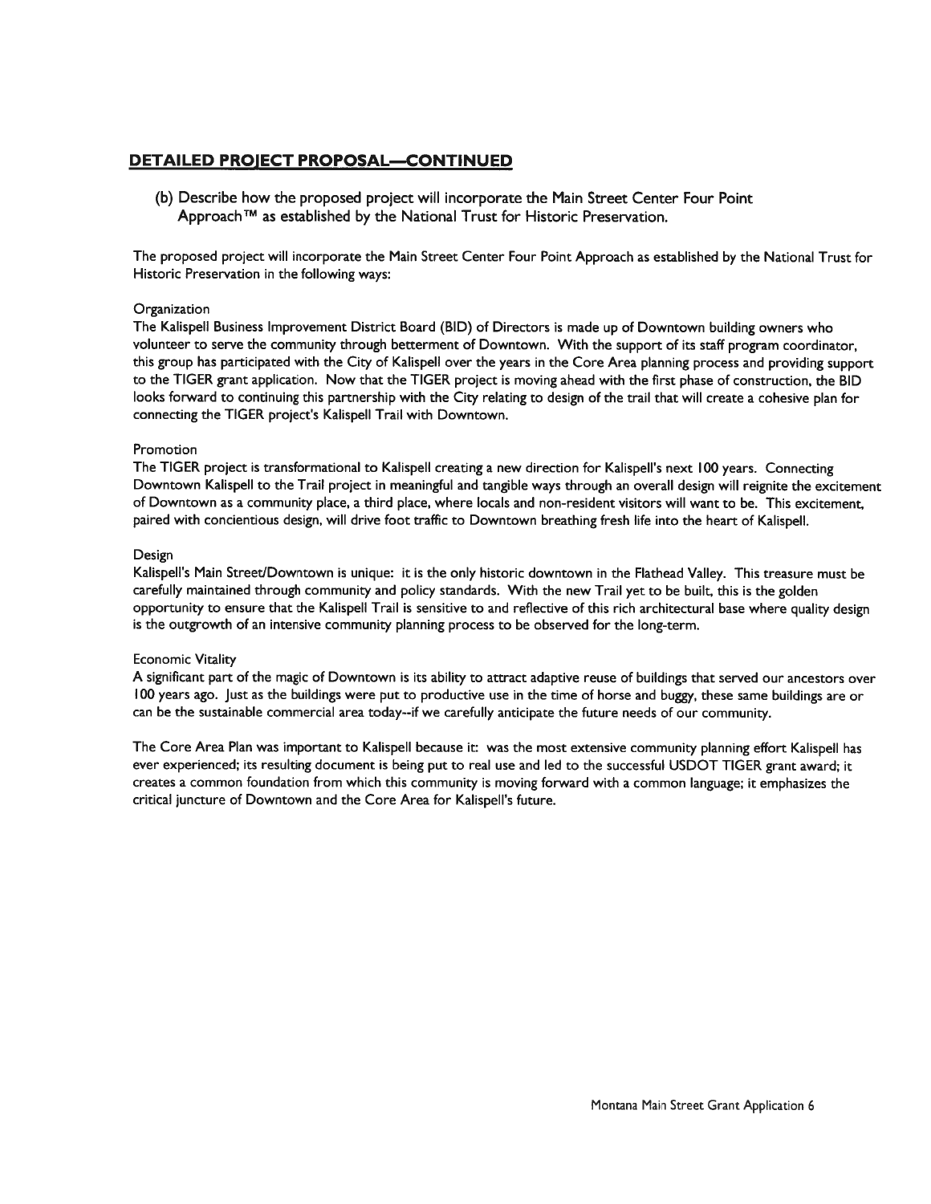## DETAILED PROJECT PROPOSAL—CONTINUED

(b) Describe how the proposed project will incorporate the Main Street Center Four Point Approach™ as established by the National Trust for Historic Preservation.

The proposed project will incorporate the Main Street Center Four Point Approach as established by the National Trust for Historic Preservation in the following ways:

Organization

The Kalispell Business Improvement District Board (BID) of Directors is made up of Downtown building owners who volunteer to serve the community through betterment of Downtown. With the support of its staff program coordinator, this group has participated with the City of Kalispell over the years in the Core Area planning process and providing support to the TIGER grant application. Now that the TIGER project is moving ahead with the first phase of construction, the BID looks forward to continuing this partnership with the City relating to design of the trail that will create a cohesive plan for connecting the TIGER project's Kalispell Trail with Downtown.

Promotion

The TIGER project is transformational to Kalispell creating a new direction for Kalispell's next 100 years. Connecting Downtown Kalispell to the Trail project in meaningful and tangible ways through an overall design will reignite the excitement of Downtown as a community place, a third place, where locals and non-resident visitors will want to be. This excitement, paired with concientious design, will drive foot traffic to Downtown breathing fresh life into the heart of Kalispell.

Design

Kalispell's Main Street/Downtown is unique: it is the only historic downtown in the Flathead Valley. This treasure must be carefully maintained through community and policy standards. With the new Trail yet to be built, this is the golden opportunity to ensure that the Kalispell Trail is sensitive to and reflective of this rich architectural base where quality design is the outgrowth of an intensive community planning process to be observed for the long-term.

Economic Vitality

A significant part of the magic of Downtown is its ability to attract adaptive reuse of buildings that served our ancestors over 100 years ago. Just as the buildings were put to productive use in the time of horse and buggy, these same buildings are or can be the sustainable commercial area today--if we carefully anticipate the future needs of our community.

The Core Area Plan was important to Kalispell because it: was the most extensive community planning effort Kalispell has ever experienced; its resulting document is being put to real use and led to the successful USDOT TIGER grant award; it creates a common foundation from which this community is moving forward with a common language; it emphasizes the critical juncture of Downtown and the Core Area for Kalispell's future.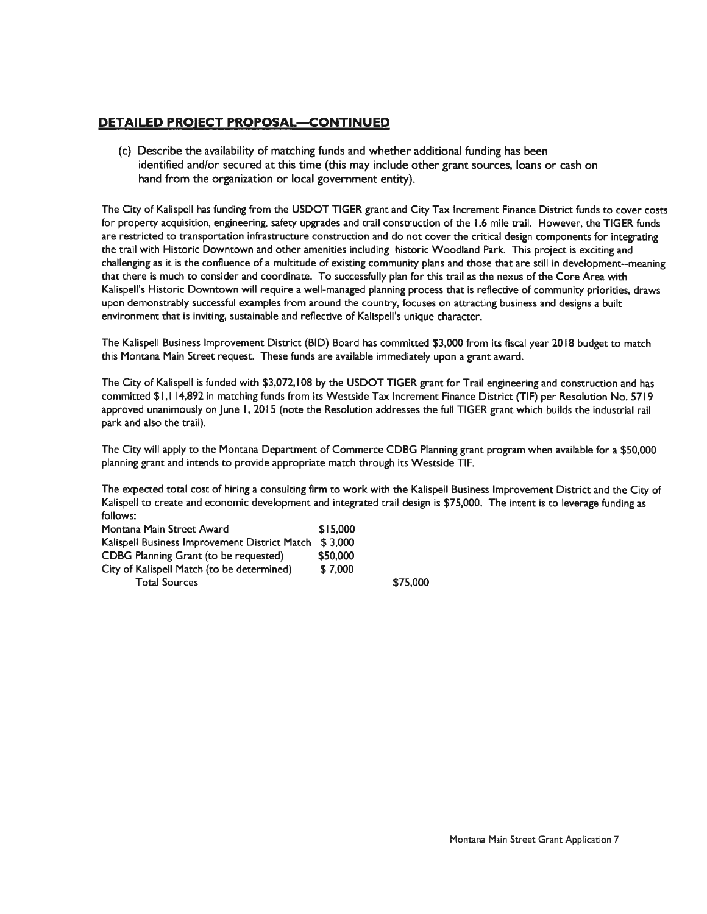## DETAILED PROJECT PROPOSAL—CONTINUED

(c) Describe the availability of matching funds and whether additional funding has been identified and/or secured at this time (this may include other grant sources, loans or cash on hand from the organization or local government entity).

The City of Kalispell has funding from the USDOT TIGER grant and City Tax Increment Finance District funds to cover costs for property acquisition, engineering, safety upgrades and trail construction of the 1.6 mile trail. However, the TIGER funds are restricted to transportation infrastructure construction and do not cover the critical design components for integrating the trail with Historic Downtown and other amenities including historic Woodland Park. This project is exciting and challenging as it is the confluence of a multitude of existing community plans and those that are still in development--meaning that there is much to consider and coordinate. To successfully plan for this trail as the nexus of the Core Area with Kalispell's Historic Downtown will require a well-managed planning process that is reflective of community priorities, draws upon demonstrably successful examples from around the country, focuses on attracting business and designs a built environment that is inviting, sustainable and reflective of Kalispell's unique character.

The Kalispell Business Improvement District (BID) Board has committed $3,000 from its fiscal year 2018 budget to match this Montana Main Street request. These funds are available immediately upon a grant award.

The City of Kalispell is funded with $3,072,108 by the USDOT TIGER grant for Trail engineering and construction and has committed $1,114,892 in matching funds from its Westside Tax Increment Finance District (TIF) per Resolution No. 5719 approved unanimously on June 1, 2015 (note the Resolution addresses the full TIGER grant which builds the industrial rail park and also the trail).

The City will apply to the Montana Department of Commerce CDBG Planning grant program when available for a $50,000 planning grant and intends to provide appropriate match through its Westside TIF.

The expected total cost of hiring a consulting firm to work with the Kalispell Business Improvement District and the City of Kalispell to create and economic development and integrated trail design is $75,000. The intent is to leverage funding as follows:

| Source | Amount | Total |
|---|---|---|
| Montana Main Street Award | $15,000 | |
| Kalispell Business Improvement District Match | $ 3,000 | |
| CDBG Planning Grant (to be requested) | $50,000 | |
| City of Kalispell Match (to be determined) | $ 7,000 | |
| Total Sources | | $75,000 |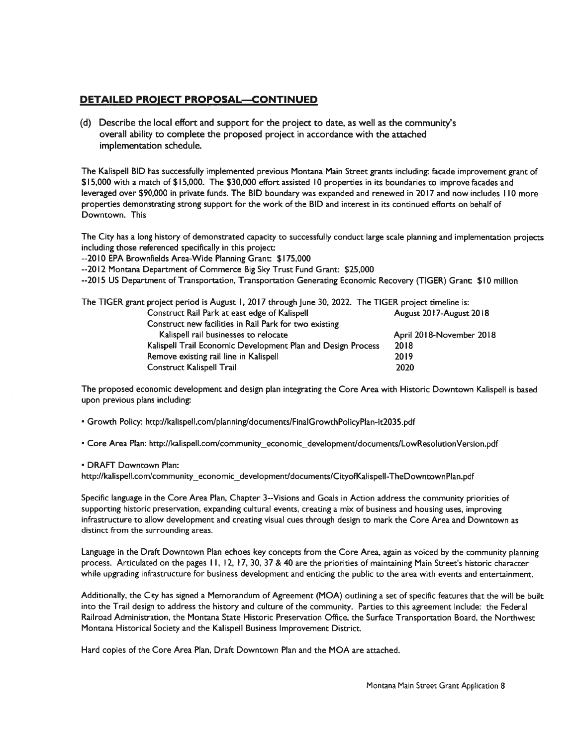## DETAILED PROJECT PROPOSAL—CONTINUED

(d) Describe the local effort and support for the project to date, as well as the community's overall ability to complete the proposed project in accordance with the attached implementation schedule.

The Kalispell BID has successfully implemented previous Montana Main Street grants including: facade improvement grant of $15,000 with a match of $15,000. The $30,000 effort assisted 10 properties in its boundaries to improve facades and leveraged over $90,000 in private funds. The BID boundary was expanded and renewed in 2017 and now includes 110 more properties demonstrating strong support for the work of the BID and interest in its continued efforts on behalf of Downtown. This

The City has a long history of demonstrated capacity to successfully conduct large scale planning and implementation projects including those referenced specifically in this project:

--2010 EPA Brownfields Area-Wide Planning Grant: $175,000
--2012 Montana Department of Commerce Big Sky Trust Fund Grant: $25,000
--2015 US Department of Transportation, Transportation Generating Economic Recovery (TIGER) Grant: $10 million

The TIGER grant project period is August 1, 2017 through June 30, 2022. The TIGER project timeline is:

| | |
|---|---|
| Construct Rail Park at east edge of Kalispell | August 2017-August 2018 |
| Construct new facilities in Rail Park for two existing Kalispell rail businesses to relocate | April 2018-November 2018 |
| Kalispell Trail Economic Development Plan and Design Process | 2018 |
| Remove existing rail line in Kalispell | 2019 |
| Construct Kalispell Trail | 2020 |

The proposed economic development and design plan integrating the Core Area with Historic Downtown Kalispell is based upon previous plans including:

- Growth Policy: http://kalispell.com/planning/documents/FinalGrowthPolicyPlan-lt2035.pdf

- Core Area Plan: http://kalispell.com/community_economic_development/documents/LowResolutionVersion.pdf

- DRAFT Downtown Plan:
http://kalispell.com/community_economic_development/documents/CityofKalispell-TheDowntownPlan.pdf

Specific language in the Core Area Plan, Chapter 3--Visions and Goals in Action address the community priorities of supporting historic preservation, expanding cultural events, creating a mix of business and housing uses, improving infrastructure to allow development and creating visual cues through design to mark the Core Area and Downtown as distinct from the surrounding areas.

Language in the Draft Downtown Plan echoes key concepts from the Core Area, again as voiced by the community planning process. Articulated on the pages 11, 12, 17, 30, 37 & 40 are the priorities of maintaining Main Street's historic character while upgrading infrastructure for business development and enticing the public to the area with events and entertainment.

Additionally, the City has signed a Memorandum of Agreement (MOA) outlining a set of specific features that the will be built into the Trail design to address the history and culture of the community. Parties to this agreement include: the Federal Railroad Administration, the Montana State Historic Preservation Office, the Surface Transportation Board, the Northwest Montana Historical Society and the Kalispell Business Improvement District.

Hard copies of the Core Area Plan, Draft Downtown Plan and the MOA are attached.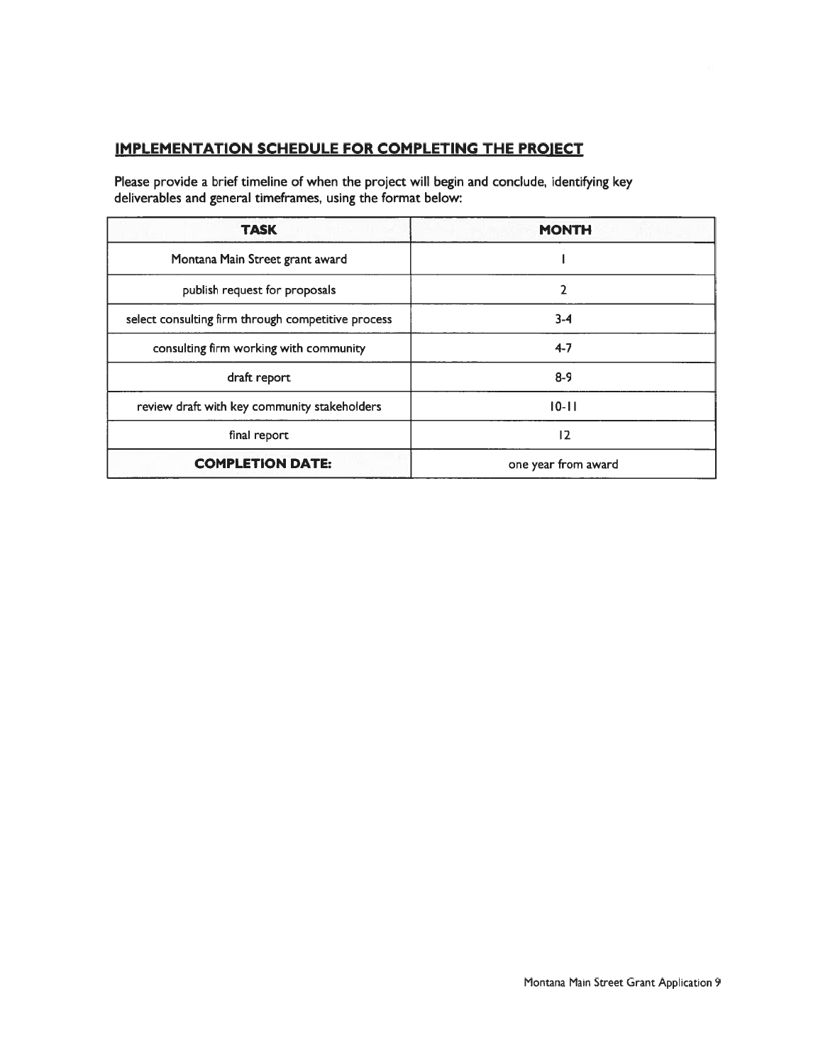## IMPLEMENTATION SCHEDULE FOR COMPLETING THE PROJECT

Please provide a brief timeline of when the project will begin and conclude, identifying key deliverables and general timeframes, using the format below:

| TASK | MONTH |
|---|---|
| Montana Main Street grant award | 1 |
| publish request for proposals | 2 |
| select consulting firm through competitive process | 3-4 |
| consulting firm working with community | 4-7 |
| draft report | 8-9 |
| review draft with key community stakeholders | 10-11 |
| final report | 12 |
| **COMPLETION DATE:** | one year from award |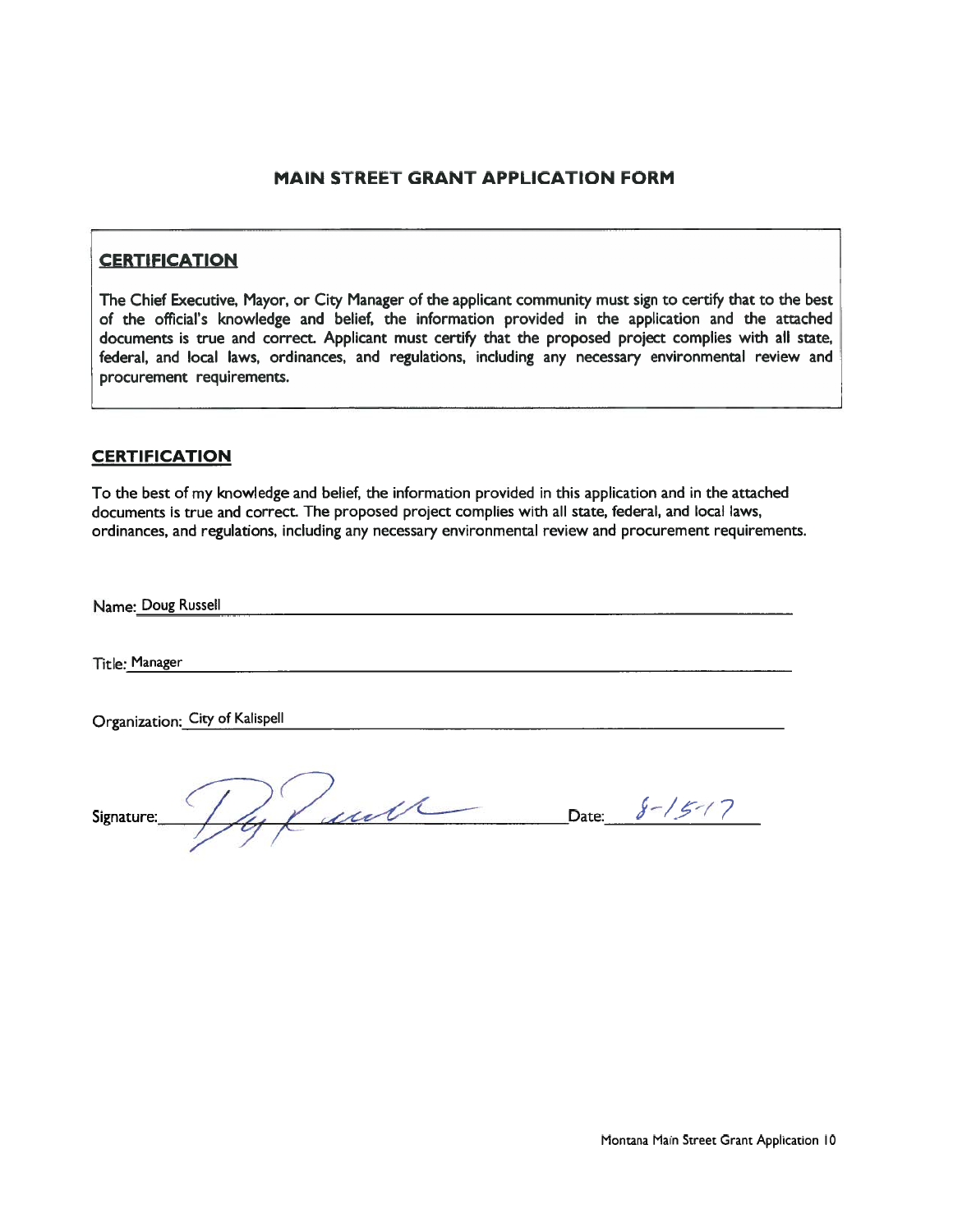# MAIN STREET GRANT APPLICATION FORM

## CERTIFICATION

The Chief Executive, Mayor, or City Manager of the applicant community must sign to certify that to the best of the official's knowledge and belief, the information provided in the application and the attached documents is true and correct. Applicant must certify that the proposed project complies with all state, federal, and local laws, ordinances, and regulations, including any necessary environmental review and procurement requirements.

## CERTIFICATION

To the best of my knowledge and belief, the information provided in this application and in the attached documents is true and correct. The proposed project complies with all state, federal, and local laws, ordinances, and regulations, including any necessary environmental review and procurement requirements.

Name: Doug Russell

Title: Manager

Organization: City of Kalispell

Signature: Doug Russell

Date: 8-15-17